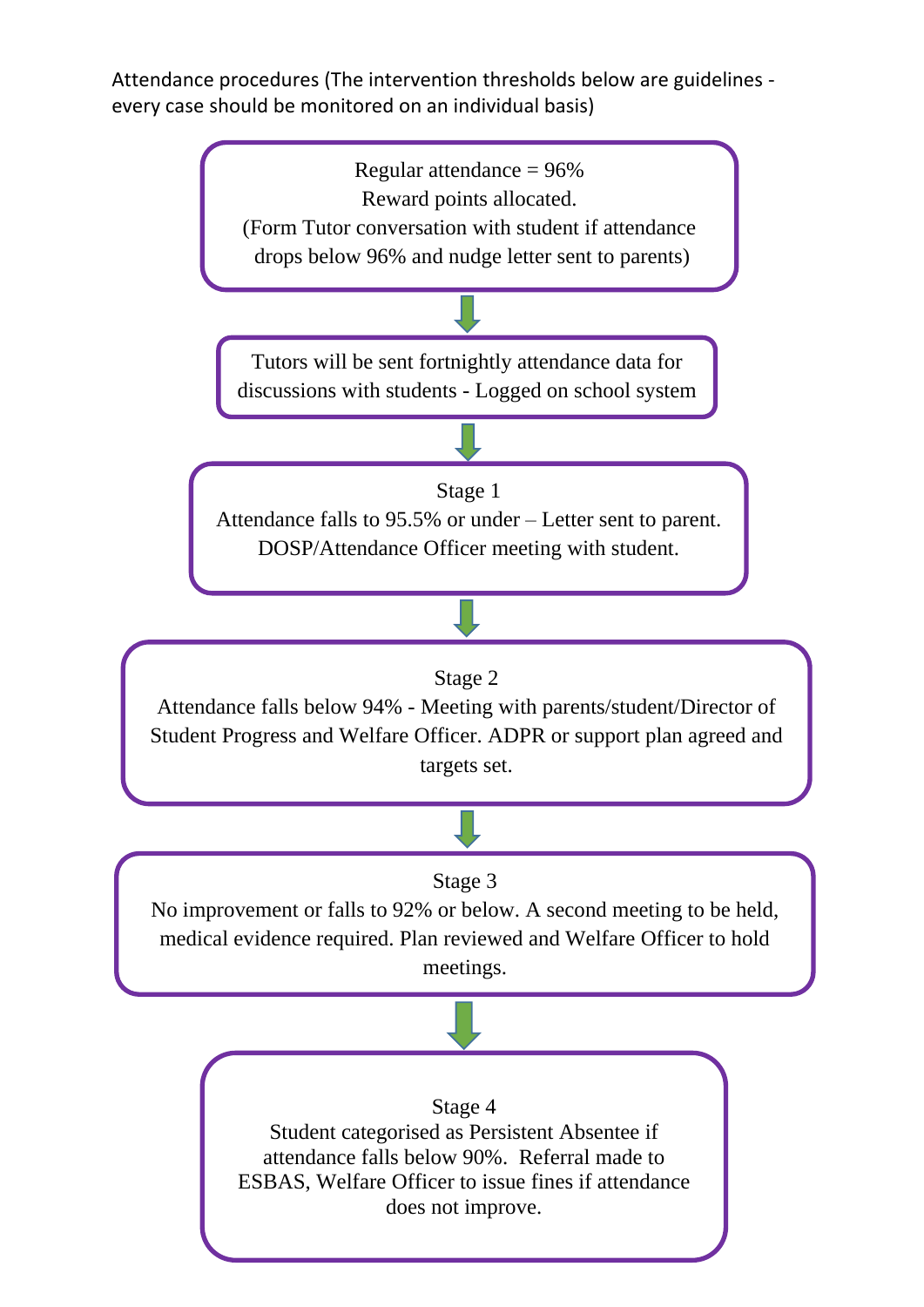Attendance procedures (The intervention thresholds below are guidelines - every case should be monitored on an individual basis)

Regular attendance = 96%
Reward points allocated.
(Form Tutor conversation with student if attendance drops below 96% and nudge letter sent to parents)

↓

Tutors will be sent fortnightly attendance data for discussions with students - Logged on school system

↓

**Stage 1**
Attendance falls to 95.5% or under – Letter sent to parent.
DOSP/Attendance Officer meeting with student.

↓

**Stage 2**
Attendance falls below 94% - Meeting with parents/student/Director of Student Progress and Welfare Officer. ADPR or support plan agreed and targets set.

↓

**Stage 3**
No improvement or falls to 92% or below. A second meeting to be held, medical evidence required. Plan reviewed and Welfare Officer to hold meetings.

↓

**Stage 4**
Student categorised as Persistent Absentee if attendance falls below 90%. Referral made to ESBAS, Welfare Officer to issue fines if attendance does not improve.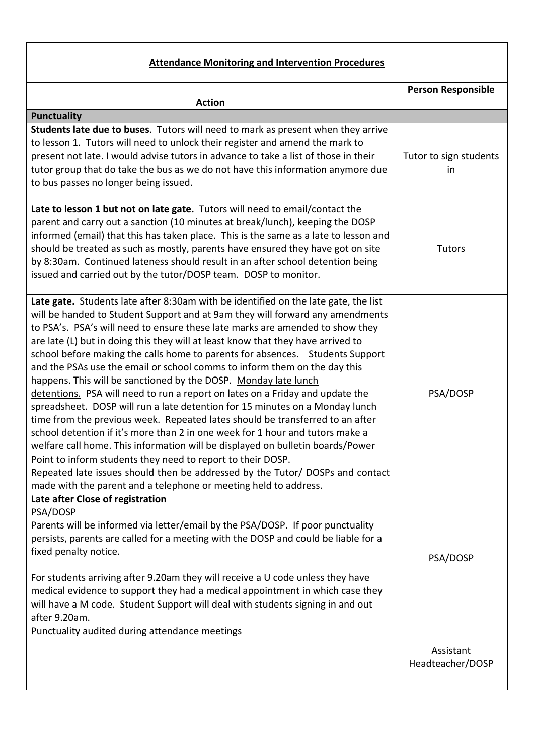| **Attendance Monitoring and Intervention Procedures** | |
|---|---|
| **Action** | **Person Responsible** |
| **Punctuality** | |
| **Students late due to buses**. Tutors will need to mark as present when they arrive to lesson 1. Tutors will need to unlock their register and amend the mark to present not late. I would advise tutors in advance to take a list of those in their tutor group that do take the bus as we do not have this information anymore due to bus passes no longer being issued. | Tutor to sign students in |
| **Late to lesson 1 but not on late gate.** Tutors will need to email/contact the parent and carry out a sanction (10 minutes at break/lunch), keeping the DOSP informed (email) that this has taken place. This is the same as a late to lesson and should be treated as such as mostly, parents have ensured they have got on site by 8:30am. Continued lateness should result in an after school detention being issued and carried out by the tutor/DOSP team. DOSP to monitor. | Tutors |
| **Late gate.** Students late after 8:30am with be identified on the late gate, the list will be handed to Student Support and at 9am they will forward any amendments to PSA's. PSA's will need to ensure these late marks are amended to show they are late (L) but in doing this they will at least know that they have arrived to school before making the calls home to parents for absences. Students Support and the PSAs use the email or school comms to inform them on the day this happens. This will be sanctioned by the DOSP. <u>Monday late lunch detentions.</u> PSA will need to run a report on lates on a Friday and update the spreadsheet. DOSP will run a late detention for 15 minutes on a Monday lunch time from the previous week. Repeated lates should be transferred to an after school detention if it's more than 2 in one week for 1 hour and tutors make a welfare call home. This information will be displayed on bulletin boards/Power Point to inform students they need to report to their DOSP.<br>Repeated late issues should then be addressed by the Tutor/ DOSPs and contact made with the parent and a telephone or meeting held to address. | PSA/DOSP |
| **<u>Late after Close of registration</u>**<br>PSA/DOSP<br>Parents will be informed via letter/email by the PSA/DOSP. If poor punctuality persists, parents are called for a meeting with the DOSP and could be liable for a fixed penalty notice.<br><br>For students arriving after 9.20am they will receive a U code unless they have medical evidence to support they had a medical appointment in which case they will have a M code. Student Support will deal with students signing in and out after 9.20am. | PSA/DOSP |
| Punctuality audited during attendance meetings | Assistant Headteacher/DOSP |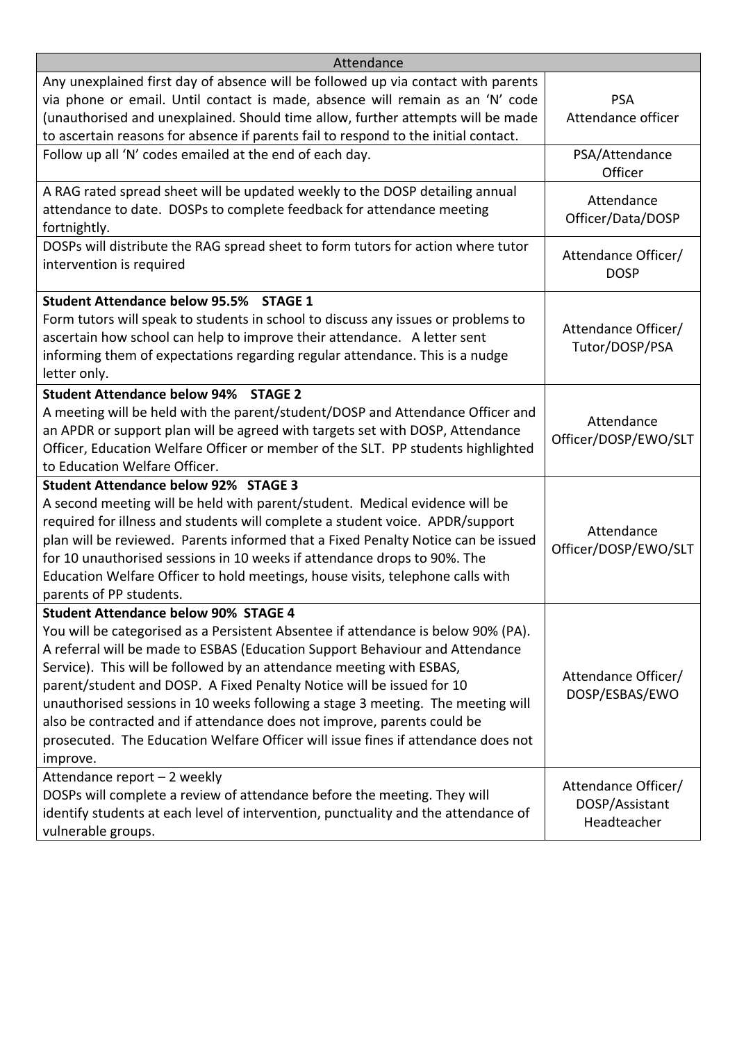| Attendance | |
|---|---|
| Any unexplained first day of absence will be followed up via contact with parents via phone or email. Until contact is made, absence will remain as an 'N' code (unauthorised and unexplained. Should time allow, further attempts will be made to ascertain reasons for absence if parents fail to respond to the initial contact. | PSA<br>Attendance officer |
| Follow up all 'N' codes emailed at the end of each day. | PSA/Attendance Officer |
| A RAG rated spread sheet will be updated weekly to the DOSP detailing annual attendance to date. DOSPs to complete feedback for attendance meeting fortnightly. | Attendance Officer/Data/DOSP |
| DOSPs will distribute the RAG spread sheet to form tutors for action where tutor intervention is required | Attendance Officer/ DOSP |
| **Student Attendance below 95.5% STAGE 1**<br>Form tutors will speak to students in school to discuss any issues or problems to ascertain how school can help to improve their attendance. A letter sent informing them of expectations regarding regular attendance. This is a nudge letter only. | Attendance Officer/ Tutor/DOSP/PSA |
| **Student Attendance below 94% STAGE 2**<br>A meeting will be held with the parent/student/DOSP and Attendance Officer and an APDR or support plan will be agreed with targets set with DOSP, Attendance Officer, Education Welfare Officer or member of the SLT. PP students highlighted to Education Welfare Officer. | Attendance Officer/DOSP/EWO/SLT |
| **Student Attendance below 92% STAGE 3**<br>A second meeting will be held with parent/student. Medical evidence will be required for illness and students will complete a student voice. APDR/support plan will be reviewed. Parents informed that a Fixed Penalty Notice can be issued for 10 unauthorised sessions in 10 weeks if attendance drops to 90%. The Education Welfare Officer to hold meetings, house visits, telephone calls with parents of PP students. | Attendance Officer/DOSP/EWO/SLT |
| **Student Attendance below 90% STAGE 4**<br>You will be categorised as a Persistent Absentee if attendance is below 90% (PA). A referral will be made to ESBAS (Education Support Behaviour and Attendance Service). This will be followed by an attendance meeting with ESBAS, parent/student and DOSP. A Fixed Penalty Notice will be issued for 10 unauthorised sessions in 10 weeks following a stage 3 meeting. The meeting will also be contracted and if attendance does not improve, parents could be prosecuted. The Education Welfare Officer will issue fines if attendance does not improve. | Attendance Officer/ DOSP/ESBAS/EWO |
| Attendance report – 2 weekly<br>DOSPs will complete a review of attendance before the meeting. They will identify students at each level of intervention, punctuality and the attendance of vulnerable groups. | Attendance Officer/ DOSP/Assistant Headteacher |